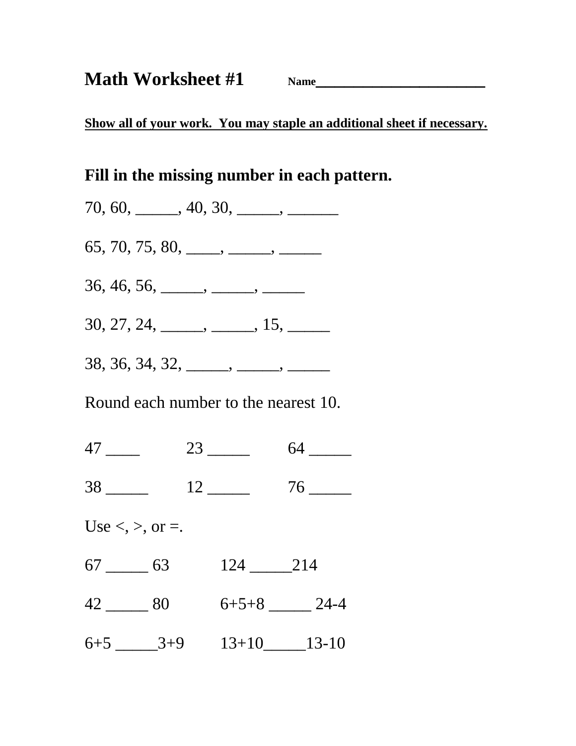# Math Worksheet #1

**Name**______________________

**<u>Show all of your work. You may staple an additional sheet if necessary.</u>**

## Fill in the missing number in each pattern.

70, 60, _____, 40, 30, _____, ______

65, 70, 75, 80, ____, _____, _____

36, 46, 56, _____, _____, _____

30, 27, 24, _____, _____, 15, _____

38, 36, 34, 32, _____, _____, _____

Round each number to the nearest 10.

47 ____ 23 _____ 64 _____

38 _____ 12 _____ 76 _____

Use <, >, or =.

67 _____ 63 124 _____214

42 _____ 80 6+5+8 _____ 24-4

6+5 _____3+9 13+10_____13-10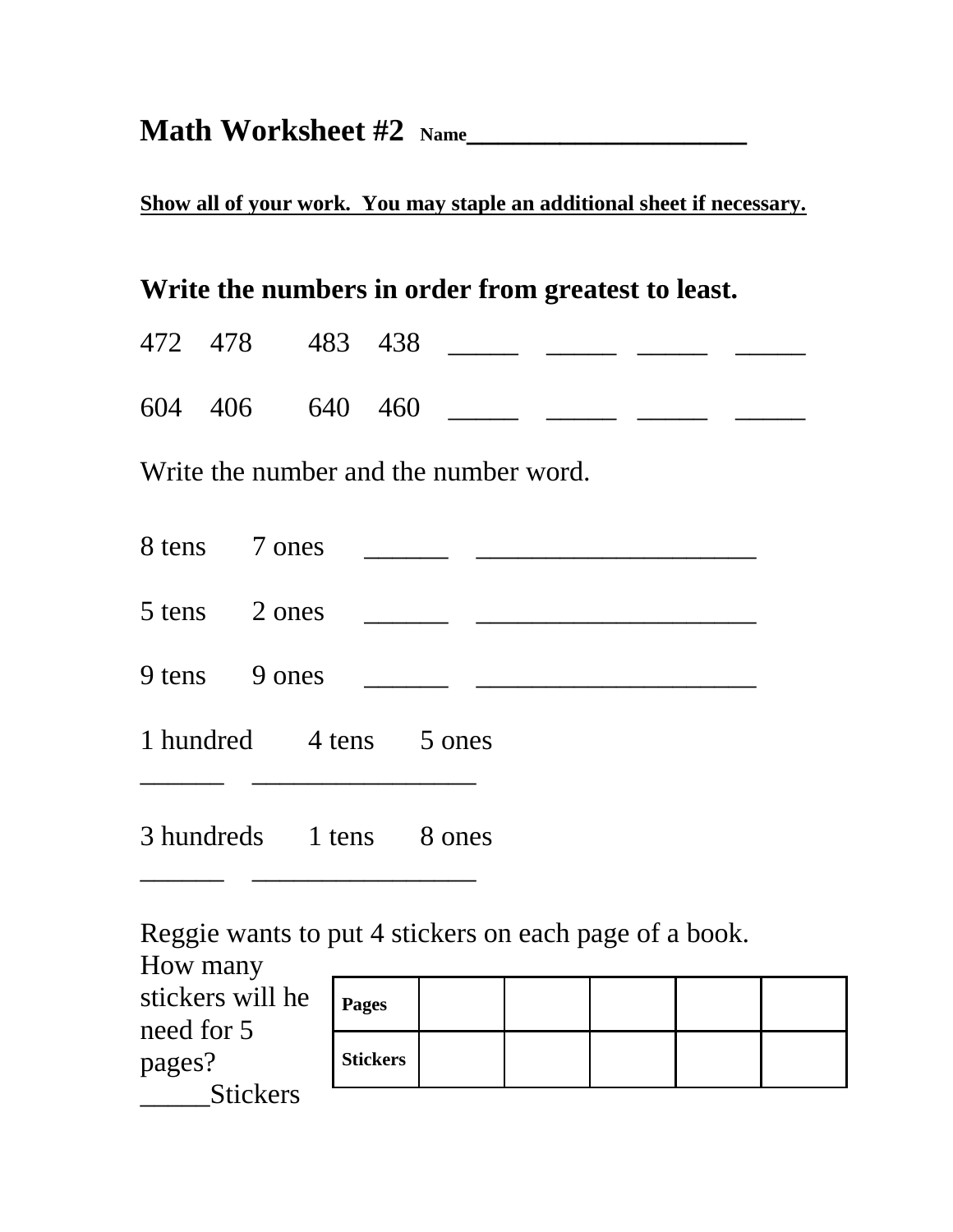# Math Worksheet #2 Name____________________

**Show all of your work. You may staple an additional sheet if necessary.**

## Write the numbers in order from greatest to least.

472 478 483 438 _____ _____ _____ _____

604 406 640 460 _____ _____ _____ _____

Write the number and the number word.

8 tens 7 ones ______ ____________________

5 tens 2 ones ______ ____________________

9 tens 9 ones ______ ____________________

1 hundred 4 tens 5 ones
______ ________________

3 hundreds 1 tens 8 ones
______ ________________

Reggie wants to put 4 stickers on each page of a book. How many stickers will he need for 5 pages? _____Stickers

| **Pages** | | | | | |
|---|---|---|---|---|---|
| **Stickers** | | | | | |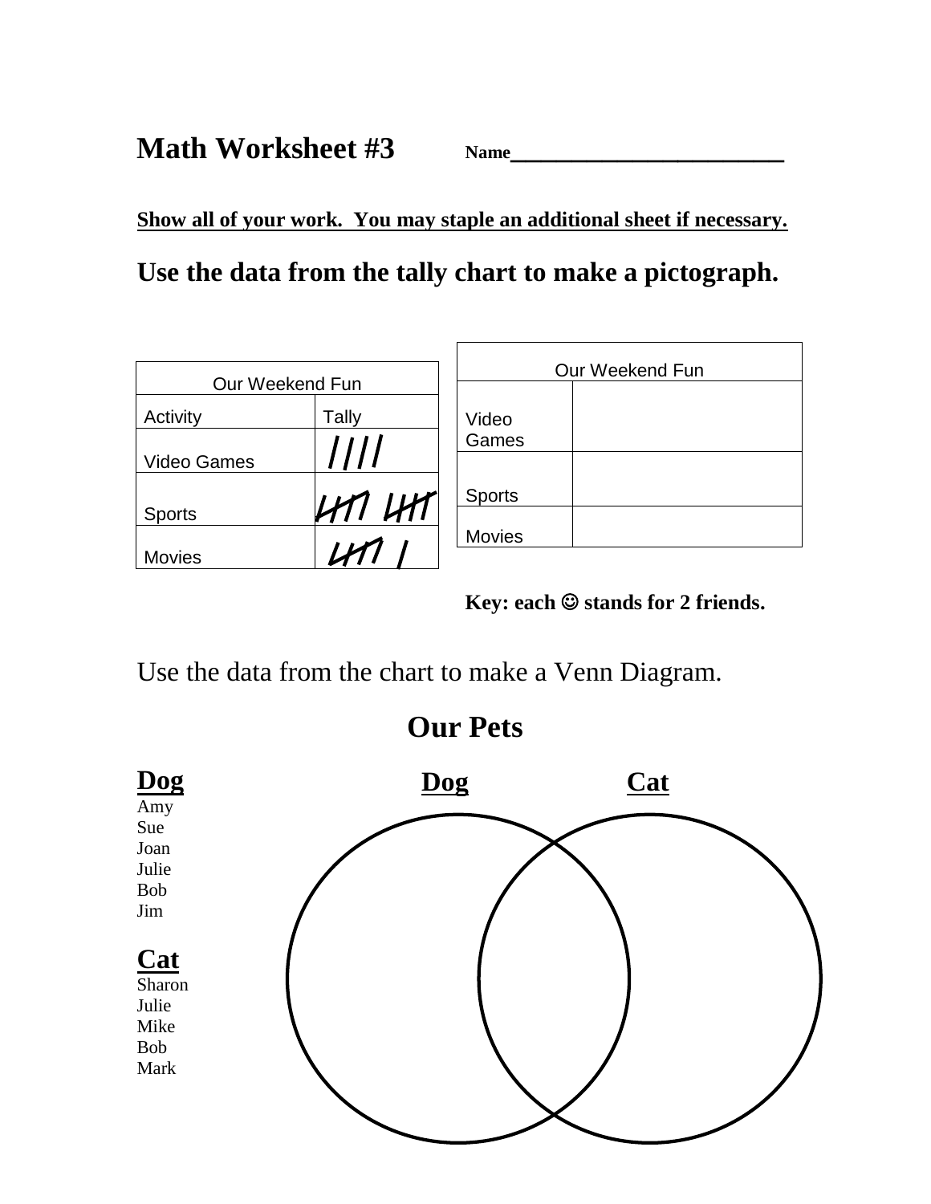# Math Worksheet #3

**Name\_\_\_\_\_\_\_\_\_\_\_\_\_\_\_\_\_\_\_\_\_\_\_\_**

**Show all of your work. You may staple an additional sheet if necessary.**

## Use the data from the tally chart to make a pictograph.

| Our Weekend Fun | |
|---|---|
| Activity | Tally |
| Video Games | //// |
| Sports | ~~////~~ ~~////~~ |
| Movies | ~~////~~ / |

| Our Weekend Fun | |
|---|---|
| Video Games | |
| Sports | |
| Movies | |

**Key: each ☺ stands for 2 friends.**

Use the data from the chart to make a Venn Diagram.

## Our Pets

**Dog**
Amy
Sue
Joan
Julie
Bob
Jim

**Cat**
Sharon
Julie
Mike
Bob
Mark

**Dog** **Cat**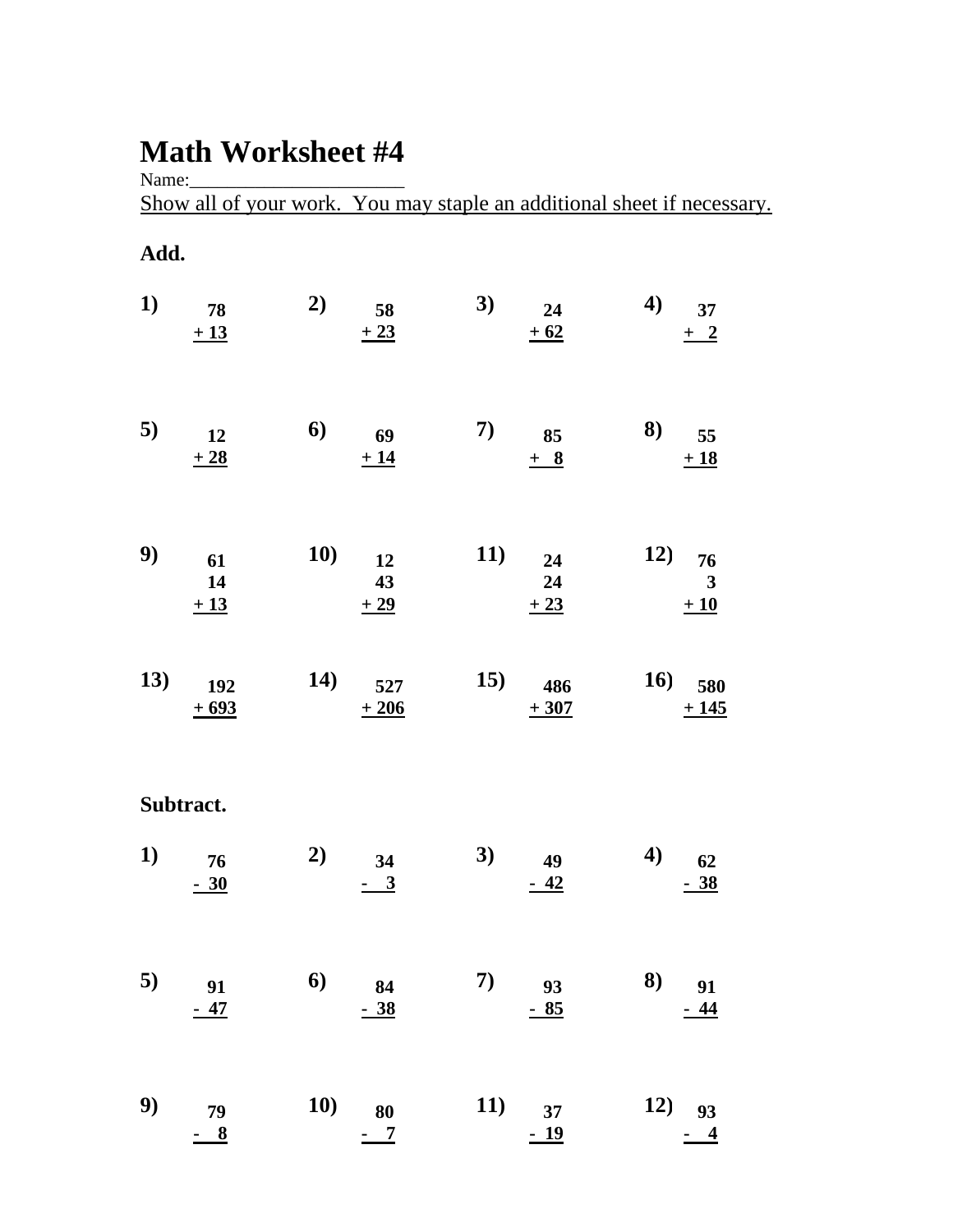# Math Worksheet #4

Name:______________________

Show all of your work. You may staple an additional sheet if necessary.

**Add.**

**1)** $\begin{array}{r} 78 \\ +\ 13 \\ \hline \end{array}$

**2)** $\begin{array}{r} 58 \\ +\ 23 \\ \hline \end{array}$

**3)** $\begin{array}{r} 24 \\ +\ 62 \\ \hline \end{array}$

**4)** $\begin{array}{r} 37 \\ +\ 2 \\ \hline \end{array}$

**5)** $\begin{array}{r} 12 \\ +\ 28 \\ \hline \end{array}$

**6)** $\begin{array}{r} 69 \\ +\ 14 \\ \hline \end{array}$

**7)** $\begin{array}{r} 85 \\ +\ 8 \\ \hline \end{array}$

**8)** $\begin{array}{r} 55 \\ +\ 18 \\ \hline \end{array}$

**9)** $\begin{array}{r} 61 \\ 14 \\ +\ 13 \\ \hline \end{array}$

**10)** $\begin{array}{r} 12 \\ 43 \\ +\ 29 \\ \hline \end{array}$

**11)** $\begin{array}{r} 24 \\ 24 \\ +\ 23 \\ \hline \end{array}$

**12)** $\begin{array}{r} 76 \\ 3 \\ +\ 10 \\ \hline \end{array}$

**13)** $\begin{array}{r} 192 \\ +\ 693 \\ \hline \end{array}$

**14)** $\begin{array}{r} 527 \\ +\ 206 \\ \hline \end{array}$

**15)** $\begin{array}{r} 486 \\ +\ 307 \\ \hline \end{array}$

**16)** $\begin{array}{r} 580 \\ +\ 145 \\ \hline \end{array}$

**Subtract.**

**1)** $\begin{array}{r} 76 \\ -\ 30 \\ \hline \end{array}$

**2)** $\begin{array}{r} 34 \\ -\ 3 \\ \hline \end{array}$

**3)** $\begin{array}{r} 49 \\ -\ 42 \\ \hline \end{array}$

**4)** $\begin{array}{r} 62 \\ -\ 38 \\ \hline \end{array}$

**5)** $\begin{array}{r} 91 \\ -\ 47 \\ \hline \end{array}$

**6)** $\begin{array}{r} 84 \\ -\ 38 \\ \hline \end{array}$

**7)** $\begin{array}{r} 93 \\ -\ 85 \\ \hline \end{array}$

**8)** $\begin{array}{r} 91 \\ -\ 44 \\ \hline \end{array}$

**9)** $\begin{array}{r} 79 \\ -\ 8 \\ \hline \end{array}$

**10)** $\begin{array}{r} 80 \\ -\ 7 \\ \hline \end{array}$

**11)** $\begin{array}{r} 37 \\ -\ 19 \\ \hline \end{array}$

**12)** $\begin{array}{r} 93 \\ -\ 4 \\ \hline \end{array}$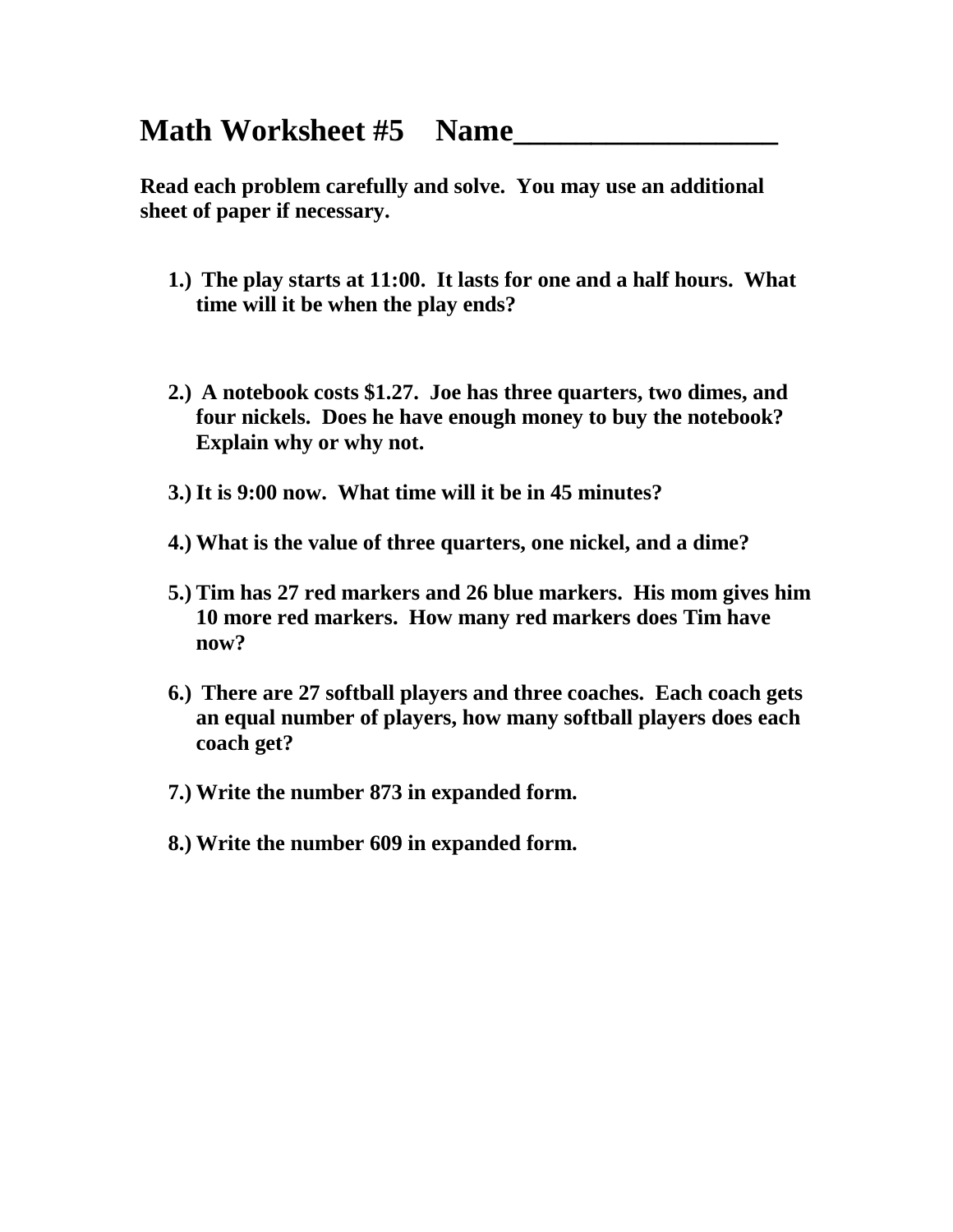# Math Worksheet #5 Name_________________

**Read each problem carefully and solve. You may use an additional sheet of paper if necessary.**

1.) The play starts at 11:00. It lasts for one and a half hours. What time will it be when the play ends?

2.) A notebook costs $1.27. Joe has three quarters, two dimes, and four nickels. Does he have enough money to buy the notebook? Explain why or why not.

3.) It is 9:00 now. What time will it be in 45 minutes?

4.) What is the value of three quarters, one nickel, and a dime?

5.) Tim has 27 red markers and 26 blue markers. His mom gives him 10 more red markers. How many red markers does Tim have now?

6.) There are 27 softball players and three coaches. Each coach gets an equal number of players, how many softball players does each coach get?

7.) Write the number 873 in expanded form.

8.) Write the number 609 in expanded form.